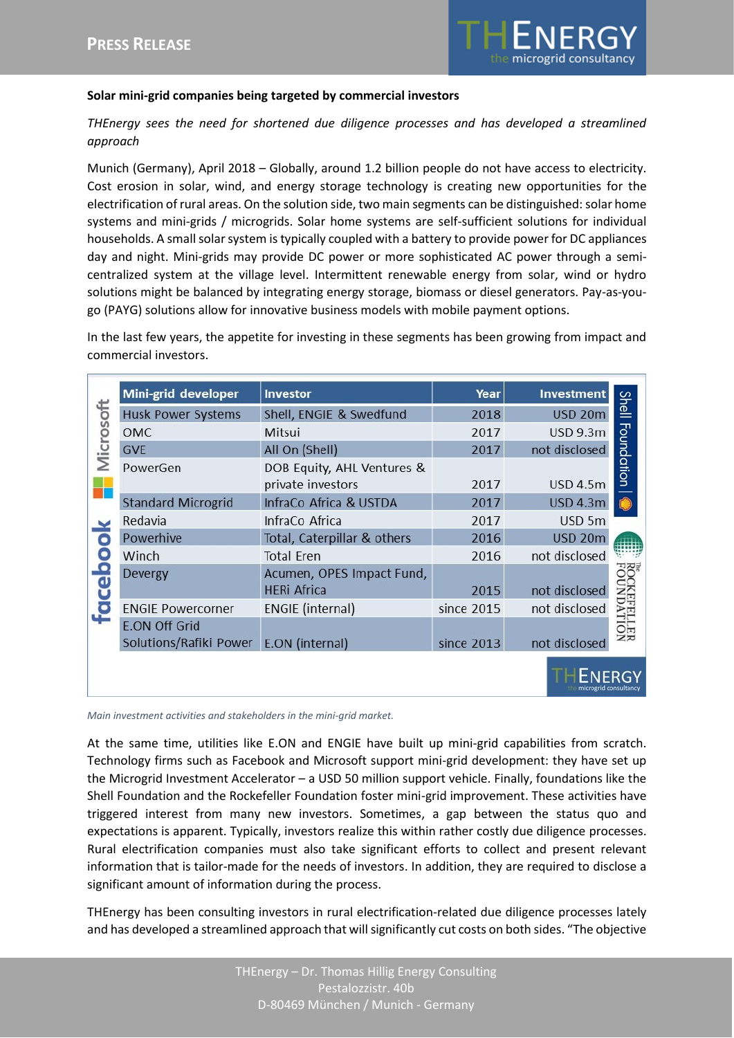**Solar mini-grid companies being targeted by commercial investors**

*THEnergy sees the need for shortened due diligence processes and has developed a streamlined approach*

Munich (Germany), April 2018 – Globally, around 1.2 billion people do not have access to electricity. Cost erosion in solar, wind, and energy storage technology is creating new opportunities for the electrification of rural areas. On the solution side, two main segments can be distinguished: solar home systems and mini-grids / microgrids. Solar home systems are self-sufficient solutions for individual households. A small solar system is typically coupled with a battery to provide power for DC appliances day and night. Mini-grids may provide DC power or more sophisticated AC power through a semi-centralized system at the village level. Intermittent renewable energy from solar, wind or hydro solutions might be balanced by integrating energy storage, biomass or diesel generators. Pay-as-you-go (PAYG) solutions allow for innovative business models with mobile payment options.

In the last few years, the appetite for investing in these segments has been growing from impact and commercial investors.

| Mini-grid developer | Investor | Year | Investment |
|---|---|---|---|
| Husk Power Systems | Shell, ENGIE & Swedfund | 2018 | USD 20m |
| OMC | Mitsui | 2017 | USD 9.3m |
| GVE | All On (Shell) | 2017 | not disclosed |
| PowerGen | DOB Equity, AHL Ventures & private investors | 2017 | USD 4.5m |
| Standard Microgrid | InfraCo Africa & USTDA | 2017 | USD 4.3m |
| Redavia | InfraCo Africa | 2017 | USD 5m |
| Powerhive | Total, Caterpillar & others | 2016 | USD 20m |
| Winch | Total Eren | 2016 | not disclosed |
| Devergy | Acumen, OPES Impact Fund, HERi Africa | 2015 | not disclosed |
| ENGIE Powercorner | ENGIE (internal) | since 2015 | not disclosed |
| E.ON Off Grid Solutions/Rafiki Power | E.ON (internal) | since 2013 | not disclosed |

*Main investment activities and stakeholders in the mini-grid market.*

At the same time, utilities like E.ON and ENGIE have built up mini-grid capabilities from scratch. Technology firms such as Facebook and Microsoft support mini-grid development: they have set up the Microgrid Investment Accelerator – a USD 50 million support vehicle. Finally, foundations like the Shell Foundation and the Rockefeller Foundation foster mini-grid improvement. These activities have triggered interest from many new investors. Sometimes, a gap between the status quo and expectations is apparent. Typically, investors realize this within rather costly due diligence processes. Rural electrification companies must also take significant efforts to collect and present relevant information that is tailor-made for the needs of investors. In addition, they are required to disclose a significant amount of information during the process.

THEnergy has been consulting investors in rural electrification-related due diligence processes lately and has developed a streamlined approach that will significantly cut costs on both sides. "The objective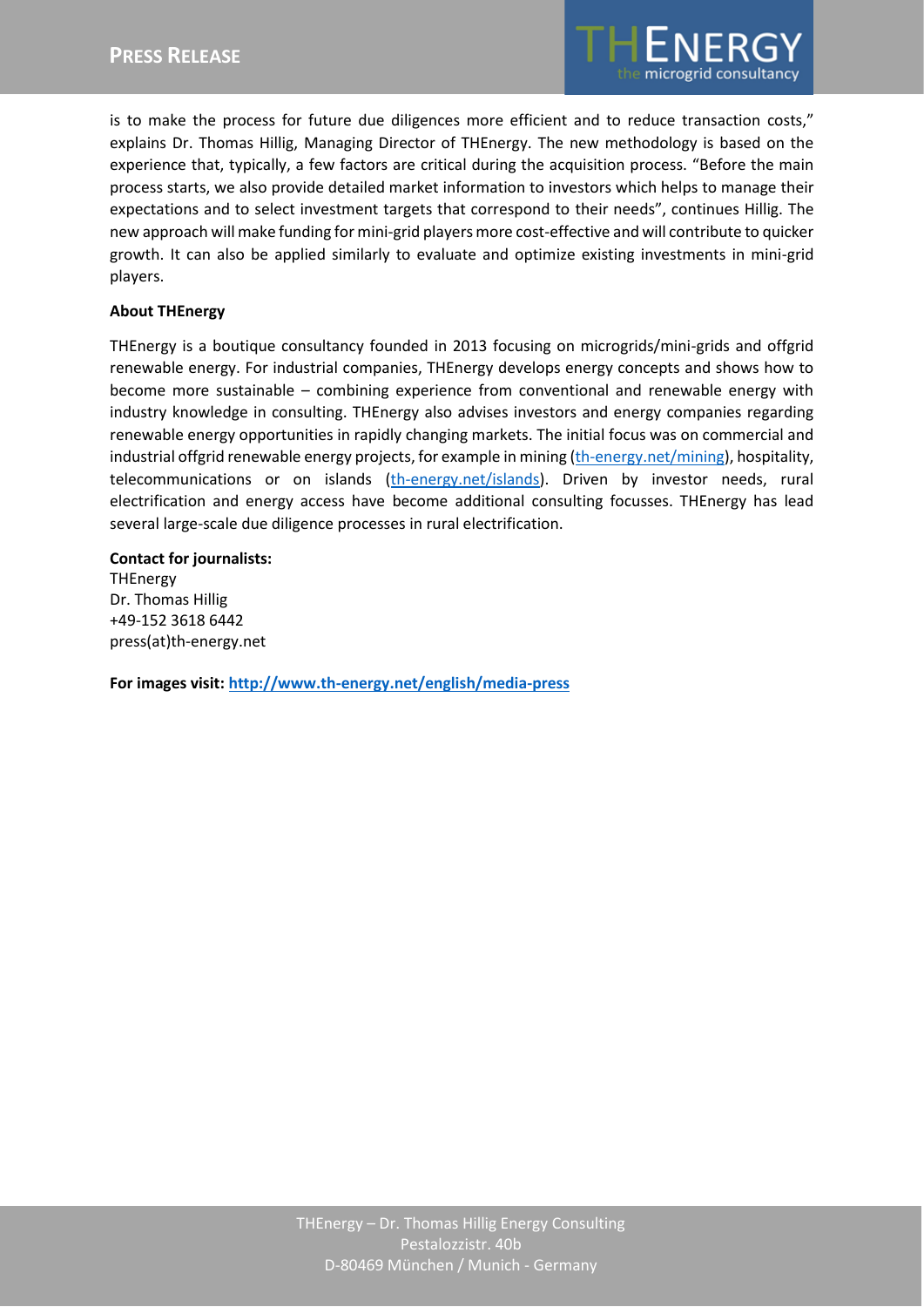is to make the process for future due diligences more efficient and to reduce transaction costs," explains Dr. Thomas Hillig, Managing Director of THEnergy. The new methodology is based on the experience that, typically, a few factors are critical during the acquisition process. "Before the main process starts, we also provide detailed market information to investors which helps to manage their expectations and to select investment targets that correspond to their needs", continues Hillig. The new approach will make funding for mini-grid players more cost-effective and will contribute to quicker growth. It can also be applied similarly to evaluate and optimize existing investments in mini-grid players.

**About THEnergy**

THEnergy is a boutique consultancy founded in 2013 focusing on microgrids/mini-grids and offgrid renewable energy. For industrial companies, THEnergy develops energy concepts and shows how to become more sustainable – combining experience from conventional and renewable energy with industry knowledge in consulting. THEnergy also advises investors and energy companies regarding renewable energy opportunities in rapidly changing markets. The initial focus was on commercial and industrial offgrid renewable energy projects, for example in mining (th-energy.net/mining), hospitality, telecommunications or on islands (th-energy.net/islands). Driven by investor needs, rural electrification and energy access have become additional consulting focusses. THEnergy has lead several large-scale due diligence processes in rural electrification.

**Contact for journalists:**
THEnergy
Dr. Thomas Hillig
+49-152 3618 6442
press(at)th-energy.net

**For images visit: http://www.th-energy.net/english/media-press**